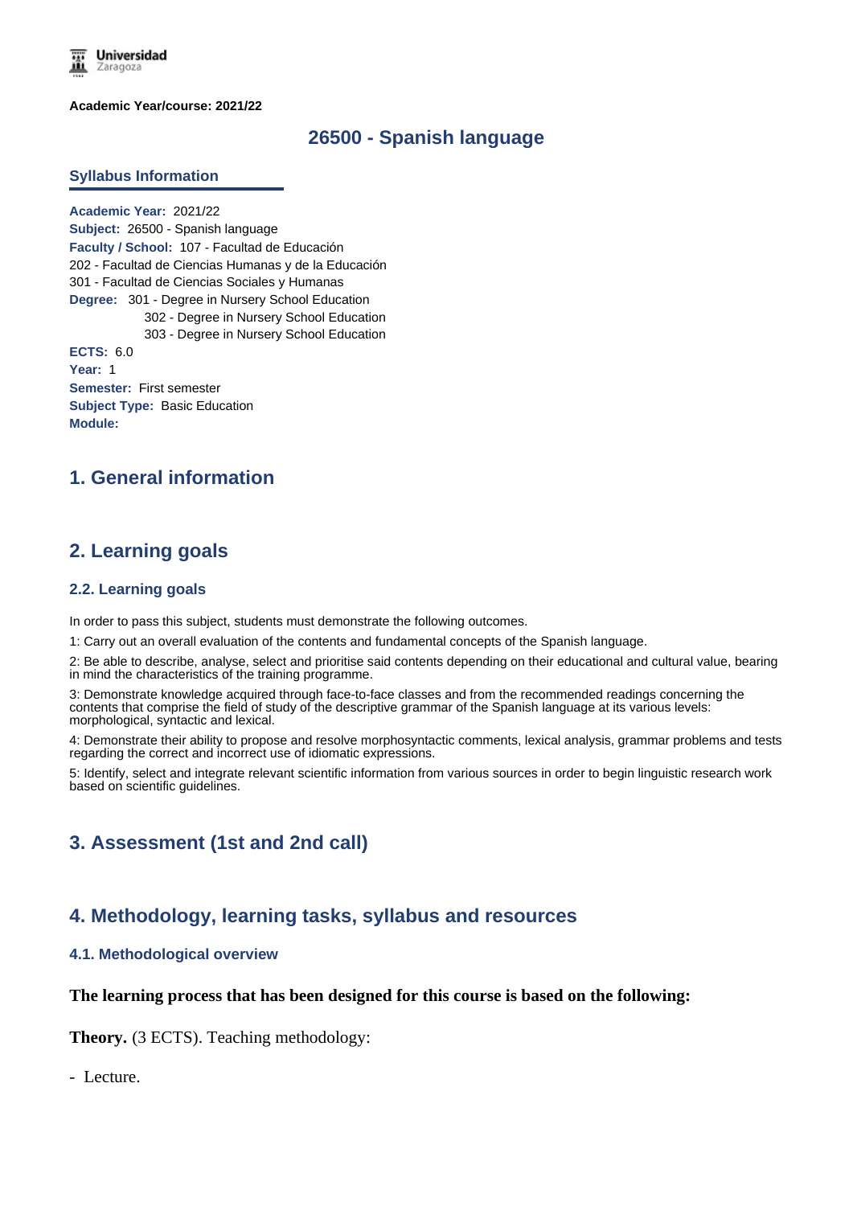Academic Year/course: 2021/22

# 26500 - Spanish language

## Syllabus Information

**Academic Year:** 2021/22
**Subject:** 26500 - Spanish language
**Faculty / School:** 107 - Facultad de Educación
202 - Facultad de Ciencias Humanas y de la Educación
301 - Facultad de Ciencias Sociales y Humanas
**Degree:** 301 - Degree in Nursery School Education
302 - Degree in Nursery School Education
303 - Degree in Nursery School Education
**ECTS:** 6.0
**Year:** 1
**Semester:** First semester
**Subject Type:** Basic Education
**Module:**

## 1. General information

## 2. Learning goals

### 2.2. Learning goals

In order to pass this subject, students must demonstrate the following outcomes.

1: Carry out an overall evaluation of the contents and fundamental concepts of the Spanish language.

2: Be able to describe, analyse, select and prioritise said contents depending on their educational and cultural value, bearing in mind the characteristics of the training programme.

3: Demonstrate knowledge acquired through face-to-face classes and from the recommended readings concerning the contents that comprise the field of study of the descriptive grammar of the Spanish language at its various levels: morphological, syntactic and lexical.

4: Demonstrate their ability to propose and resolve morphosyntactic comments, lexical analysis, grammar problems and tests regarding the correct and incorrect use of idiomatic expressions.

5: Identify, select and integrate relevant scientific information from various sources in order to begin linguistic research work based on scientific guidelines.

## 3. Assessment (1st and 2nd call)

## 4. Methodology, learning tasks, syllabus and resources

### 4.1. Methodological overview

**The learning process that has been designed for this course is based on the following:**

**Theory.** (3 ECTS). Teaching methodology:

- Lecture.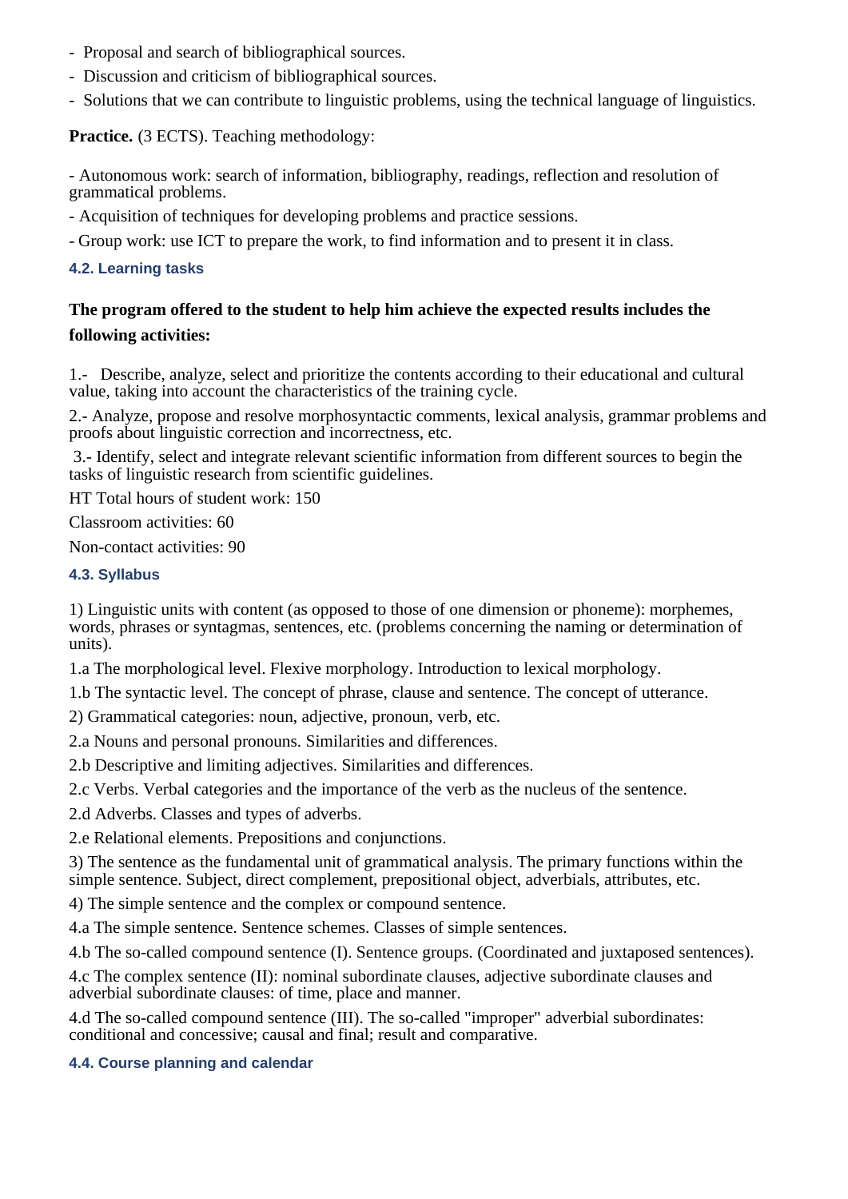- Proposal and search of bibliographical sources.
- Discussion and criticism of bibliographical sources.
- Solutions that we can contribute to linguistic problems, using the technical language of linguistics.

**Practice.** (3 ECTS). Teaching methodology:

- Autonomous work: search of information, bibliography, readings, reflection and resolution of grammatical problems.
- Acquisition of techniques for developing problems and practice sessions.
- Group work: use ICT to prepare the work, to find information and to present it in class.

### 4.2. Learning tasks

**The program offered to the student to help him achieve the expected results includes the following activities:**

1.- Describe, analyze, select and prioritize the contents according to their educational and cultural value, taking into account the characteristics of the training cycle.

2.- Analyze, propose and resolve morphosyntactic comments, lexical analysis, grammar problems and proofs about linguistic correction and incorrectness, etc.

3.- Identify, select and integrate relevant scientific information from different sources to begin the tasks of linguistic research from scientific guidelines.

HT Total hours of student work: 150

Classroom activities: 60

Non-contact activities: 90

### 4.3. Syllabus

1) Linguistic units with content (as opposed to those of one dimension or phoneme): morphemes, words, phrases or syntagmas, sentences, etc. (problems concerning the naming or determination of units).

1.a The morphological level. Flexive morphology. Introduction to lexical morphology.

1.b The syntactic level. The concept of phrase, clause and sentence. The concept of utterance.

2) Grammatical categories: noun, adjective, pronoun, verb, etc.

2.a Nouns and personal pronouns. Similarities and differences.

2.b Descriptive and limiting adjectives. Similarities and differences.

2.c Verbs. Verbal categories and the importance of the verb as the nucleus of the sentence.

2.d Adverbs. Classes and types of adverbs.

2.e Relational elements. Prepositions and conjunctions.

3) The sentence as the fundamental unit of grammatical analysis. The primary functions within the simple sentence. Subject, direct complement, prepositional object, adverbials, attributes, etc.

4) The simple sentence and the complex or compound sentence.

4.a The simple sentence. Sentence schemes. Classes of simple sentences.

4.b The so-called compound sentence (I). Sentence groups. (Coordinated and juxtaposed sentences).

4.c The complex sentence (II): nominal subordinate clauses, adjective subordinate clauses and adverbial subordinate clauses: of time, place and manner.

4.d The so-called compound sentence (III). The so-called "improper" adverbial subordinates: conditional and concessive; causal and final; result and comparative.

### 4.4. Course planning and calendar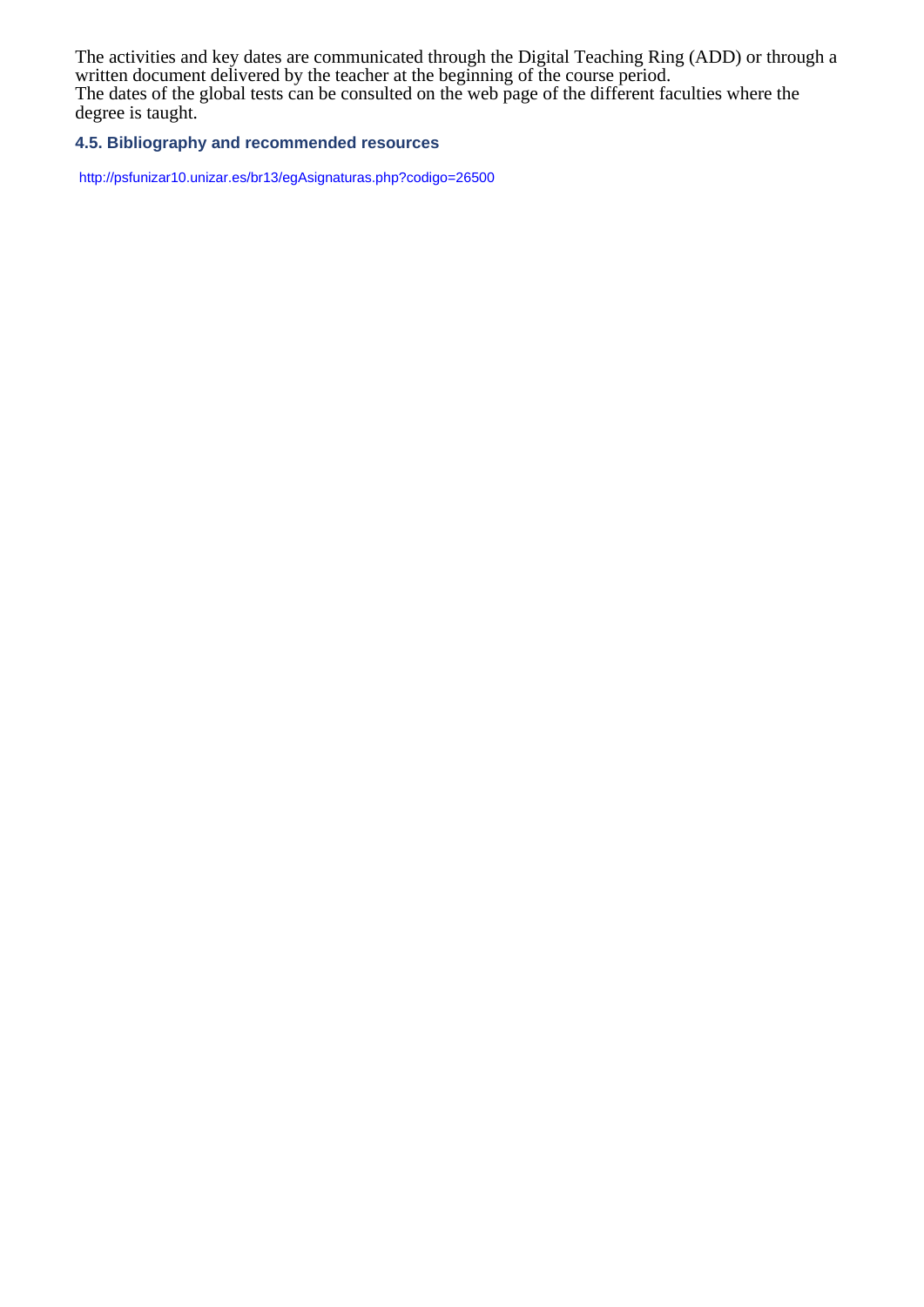The activities and key dates are communicated through the Digital Teaching Ring (ADD) or through a written document delivered by the teacher at the beginning of the course period.
The dates of the global tests can be consulted on the web page of the different faculties where the degree is taught.

### 4.5. Bibliography and recommended resources

http://psfunizar10.unizar.es/br13/egAsignaturas.php?codigo=26500